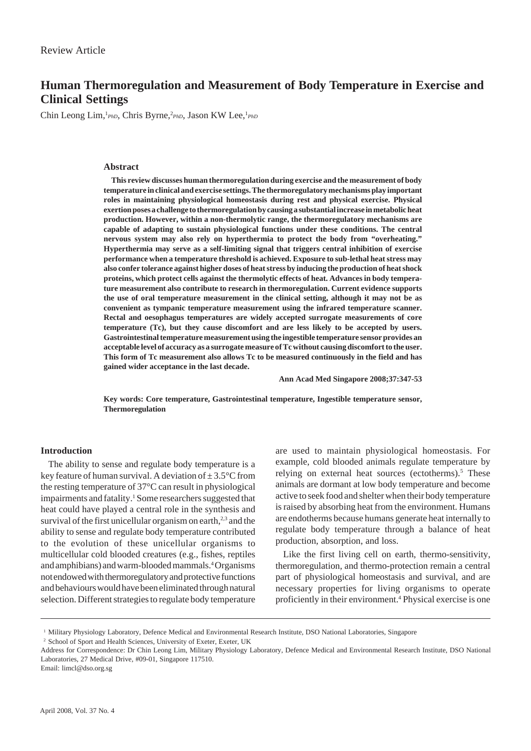Review Article

# Human Thermoregulation and Measurement of Body Temperature in Exercise and Clinical Settings

Chin Leong Lim,[1] *PhD*, Chris Byrne,[2] *PhD*, Jason KW Lee,[1] *PhD*

## Abstract

**This review discusses human thermoregulation during exercise and the measurement of body temperature in clinical and exercise settings. The thermoregulatory mechanisms play important roles in maintaining physiological homeostasis during rest and physical exercise. Physical exertion poses a challenge to thermoregulation by causing a substantial increase in metabolic heat production. However, within a non-thermolytic range, the thermoregulatory mechanisms are capable of adapting to sustain physiological functions under these conditions. The central nervous system may also rely on hyperthermia to protect the body from "overheating." Hyperthermia may serve as a self-limiting signal that triggers central inhibition of exercise performance when a temperature threshold is achieved. Exposure to sub-lethal heat stress may also confer tolerance against higher doses of heat stress by inducing the production of heat shock proteins, which protect cells against the thermolytic effects of heat. Advances in body temperature measurement also contribute to research in thermoregulation. Current evidence supports the use of oral temperature measurement in the clinical setting, although it may not be as convenient as tympanic temperature measurement using the infrared temperature scanner. Rectal and oesophagus temperatures are widely accepted surrogate measurements of core temperature (Tc), but they cause discomfort and are less likely to be accepted by users. Gastrointestinal temperature measurement using the ingestible temperature sensor provides an acceptable level of accuracy as a surrogate measure of Tc without causing discomfort to the user. This form of Tc measurement also allows Tc to be measured continuously in the field and has gained wider acceptance in the last decade.**

**Ann Acad Med Singapore 2008;37:347-53**

**Key words: Core temperature, Gastrointestinal temperature, Ingestible temperature sensor, Thermoregulation**

## Introduction

The ability to sense and regulate body temperature is a key feature of human survival. A deviation of ± 3.5°C from the resting temperature of 37°C can result in physiological impairments and fatality.[1] Some researchers suggested that heat could have played a central role in the synthesis and survival of the first unicellular organism on earth,[2,3] and the ability to sense and regulate body temperature contributed to the evolution of these unicellular organisms to multicellular cold blooded creatures (e.g., fishes, reptiles and amphibians) and warm-blooded mammals.[4] Organisms not endowed with thermoregulatory and protective functions and behaviours would have been eliminated through natural selection. Different strategies to regulate body temperature are used to maintain physiological homeostasis. For example, cold blooded animals regulate temperature by relying on external heat sources (ectotherms).[5] These animals are dormant at low body temperature and become active to seek food and shelter when their body temperature is raised by absorbing heat from the environment. Humans are endotherms because humans generate heat internally to regulate body temperature through a balance of heat production, absorption, and loss.

Like the first living cell on earth, thermo-sensitivity, thermoregulation, and thermo-protection remain a central part of physiological homeostasis and survival, and are necessary properties for living organisms to operate proficiently in their environment.[4] Physical exercise is one

---

[1] Military Physiology Laboratory, Defence Medical and Environmental Research Institute, DSO National Laboratories, Singapore

[2] School of Sport and Health Sciences, University of Exeter, Exeter, UK

Address for Correspondence: Dr Chin Leong Lim, Military Physiology Laboratory, Defence Medical and Environmental Research Institute, DSO National Laboratories, 27 Medical Drive, #09-01, Singapore 117510.

Email: limcl@dso.org.sg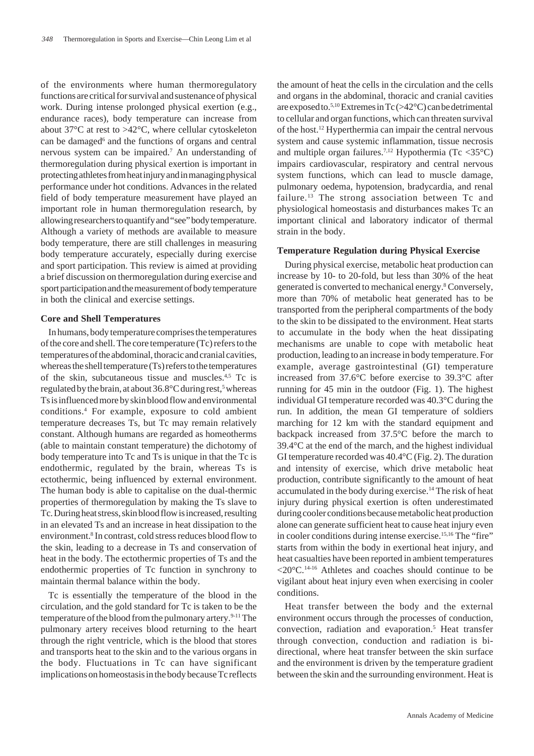of the environments where human thermoregulatory functions are critical for survival and sustenance of physical work. During intense prolonged physical exertion (e.g., endurance races), body temperature can increase from about 37°C at rest to >42°C, where cellular cytoskeleton can be damaged[6] and the functions of organs and central nervous system can be impaired.[7] An understanding of thermoregulation during physical exertion is important in protecting athletes from heat injury and in managing physical performance under hot conditions. Advances in the related field of body temperature measurement have played an important role in human thermoregulation research, by allowing researchers to quantify and "see" body temperature. Although a variety of methods are available to measure body temperature, there are still challenges in measuring body temperature accurately, especially during exercise and sport participation. This review is aimed at providing a brief discussion on thermoregulation during exercise and sport participation and the measurement of body temperature in both the clinical and exercise settings.

**Core and Shell Temperatures**

In humans, body temperature comprises the temperatures of the core and shell. The core temperature (Tc) refers to the temperatures of the abdominal, thoracic and cranial cavities, whereas the shell temperature (Ts) refers to the temperatures of the skin, subcutaneous tissue and muscles.[4,5] Tc is regulated by the brain, at about 36.8°C during rest,[5] whereas Ts is influenced more by skin blood flow and environmental conditions.[4] For example, exposure to cold ambient temperature decreases Ts, but Tc may remain relatively constant. Although humans are regarded as homeotherms (able to maintain constant temperature) the dichotomy of body temperature into Tc and Ts is unique in that the Tc is endothermic, regulated by the brain, whereas Ts is ectothermic, being influenced by external environment. The human body is able to capitalise on the dual-thermic properties of thermoregulation by making the Ts slave to Tc. During heat stress, skin blood flow is increased, resulting in an elevated Ts and an increase in heat dissipation to the environment.[8] In contrast, cold stress reduces blood flow to the skin, leading to a decrease in Ts and conservation of heat in the body. The ectothermic properties of Ts and the endothermic properties of Tc function in synchrony to maintain thermal balance within the body.

Tc is essentially the temperature of the blood in the circulation, and the gold standard for Tc is taken to be the temperature of the blood from the pulmonary artery.[9-11] The pulmonary artery receives blood returning to the heart through the right ventricle, which is the blood that stores and transports heat to the skin and to the various organs in the body. Fluctuations in Tc can have significant implications on homeostasis in the body because Tc reflects the amount of heat the cells in the circulation and the cells and organs in the abdominal, thoracic and cranial cavities are exposed to.[5,10] Extremes in Tc (>42°C) can be detrimental to cellular and organ functions, which can threaten survival of the host.[12] Hyperthermia can impair the central nervous system and cause systemic inflammation, tissue necrosis and multiple organ failures.[7,12] Hypothermia (Tc <35°C) impairs cardiovascular, respiratory and central nervous system functions, which can lead to muscle damage, pulmonary oedema, hypotension, bradycardia, and renal failure.[13] The strong association between Tc and physiological homeostasis and disturbances makes Tc an important clinical and laboratory indicator of thermal strain in the body.

**Temperature Regulation during Physical Exercise**

During physical exercise, metabolic heat production can increase by 10- to 20-fold, but less than 30% of the heat generated is converted to mechanical energy.[8] Conversely, more than 70% of metabolic heat generated has to be transported from the peripheral compartments of the body to the skin to be dissipated to the environment. Heat starts to accumulate in the body when the heat dissipating mechanisms are unable to cope with metabolic heat production, leading to an increase in body temperature. For example, average gastrointestinal (GI) temperature increased from 37.6°C before exercise to 39.3°C after running for 45 min in the outdoor (Fig. 1). The highest individual GI temperature recorded was 40.3°C during the run. In addition, the mean GI temperature of soldiers marching for 12 km with the standard equipment and backpack increased from 37.5°C before the march to 39.4°C at the end of the march, and the highest individual GI temperature recorded was 40.4°C (Fig. 2). The duration and intensity of exercise, which drive metabolic heat production, contribute significantly to the amount of heat accumulated in the body during exercise.[14] The risk of heat injury during physical exertion is often underestimated during cooler conditions because metabolic heat production alone can generate sufficient heat to cause heat injury even in cooler conditions during intense exercise.[15,16] The "fire" starts from within the body in exertional heat injury, and heat casualties have been reported in ambient temperatures <20°C.[14-16] Athletes and coaches should continue to be vigilant about heat injury even when exercising in cooler conditions.

Heat transfer between the body and the external environment occurs through the processes of conduction, convection, radiation and evaporation.[5] Heat transfer through convection, conduction and radiation is bi-directional, where heat transfer between the skin surface and the environment is driven by the temperature gradient between the skin and the surrounding environment. Heat is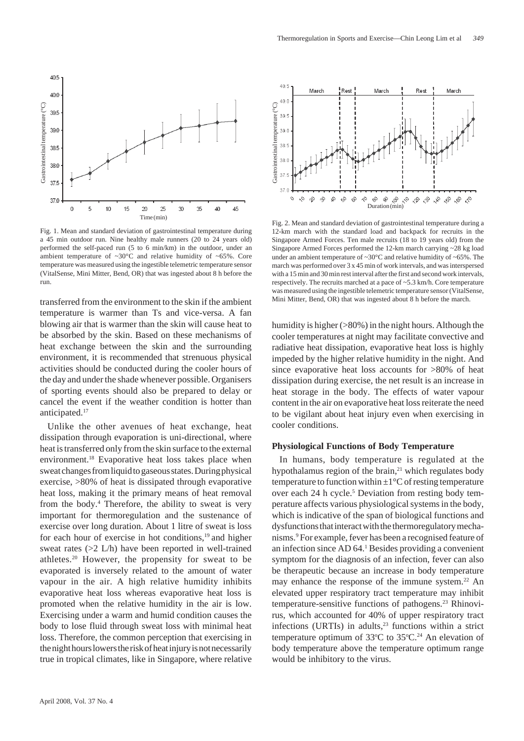Fig. 1. Mean and standard deviation of gastrointestinal temperature during a 45 min outdoor run. Nine healthy male runners (20 to 24 years old) performed the self-paced run (5 to 6 min/km) in the outdoor, under an ambient temperature of ~30°C and relative humidity of ~65%. Core temperature was measured using the ingestible telemetric temperature sensor (VitalSense, Mini Mitter, Bend, OR) that was ingested about 8 h before the run.

Fig. 2. Mean and standard deviation of gastrointestinal temperature during a 12-km march with the standard load and backpack for recruits in the Singapore Armed Forces. Ten male recruits (18 to 19 years old) from the Singapore Armed Forces performed the 12-km march carrying ~28 kg load under an ambient temperature of ~30°C and relative humidity of ~65%. The march was performed over 3 x 45 min of work intervals, and was interspersed with a 15 min and 30 min rest interval after the first and second work intervals, respectively. The recruits marched at a pace of ~5.3 km/h. Core temperature was measured using the ingestible telemetric temperature sensor (VitalSense, Mini Mitter, Bend, OR) that was ingested about 8 h before the march.

transferred from the environment to the skin if the ambient temperature is warmer than Ts and vice-versa. A fan blowing air that is warmer than the skin will cause heat to be absorbed by the skin. Based on these mechanisms of heat exchange between the skin and the surrounding environment, it is recommended that strenuous physical activities should be conducted during the cooler hours of the day and under the shade whenever possible. Organisers of sporting events should also be prepared to delay or cancel the event if the weather condition is hotter than anticipated.[17]

Unlike the other avenues of heat exchange, heat dissipation through evaporation is uni-directional, where heat is transferred only from the skin surface to the external environment.[18] Evaporative heat loss takes place when sweat changes from liquid to gaseous states. During physical exercise, >80% of heat is dissipated through evaporative heat loss, making it the primary means of heat removal from the body.[4] Therefore, the ability to sweat is very important for thermoregulation and the sustenance of exercise over long duration. About 1 litre of sweat is loss for each hour of exercise in hot conditions,[19] and higher sweat rates (>2 L/h) have been reported in well-trained athletes.[20] However, the propensity for sweat to be evaporated is inversely related to the amount of water vapour in the air. A high relative humidity inhibits evaporative heat loss whereas evaporative heat loss is promoted when the relative humidity in the air is low. Exercising under a warm and humid condition causes the body to lose fluid through sweat loss with minimal heat loss. Therefore, the common perception that exercising in the night hours lowers the risk of heat injury is not necessarily true in tropical climates, like in Singapore, where relative humidity is higher (>80%) in the night hours. Although the cooler temperatures at night may facilitate convective and radiative heat dissipation, evaporative heat loss is highly impeded by the higher relative humidity in the night. And since evaporative heat loss accounts for >80% of heat dissipation during exercise, the net result is an increase in heat storage in the body. The effects of water vapour content in the air on evaporative heat loss reiterate the need to be vigilant about heat injury even when exercising in cooler conditions.

### Physiological Functions of Body Temperature

In humans, body temperature is regulated at the hypothalamus region of the brain,[21] which regulates body temperature to function within ±1°C of resting temperature over each 24 h cycle.[5] Deviation from resting body temperature affects various physiological systems in the body, which is indicative of the span of biological functions and dysfunctions that interact with the thermoregulatory mechanisms.[9] For example, fever has been a recognised feature of an infection since AD 64.[1] Besides providing a convenient symptom for the diagnosis of an infection, fever can also be therapeutic because an increase in body temperature may enhance the response of the immune system.[22] An elevated upper respiratory tract temperature may inhibit temperature-sensitive functions of pathogens.[23] Rhinovirus, which accounted for 40% of upper respiratory tract infections (URTIs) in adults,[23] functions within a strict temperature optimum of 33ºC to 35ºC.[24] An elevation of body temperature above the temperature optimum range would be inhibitory to the virus.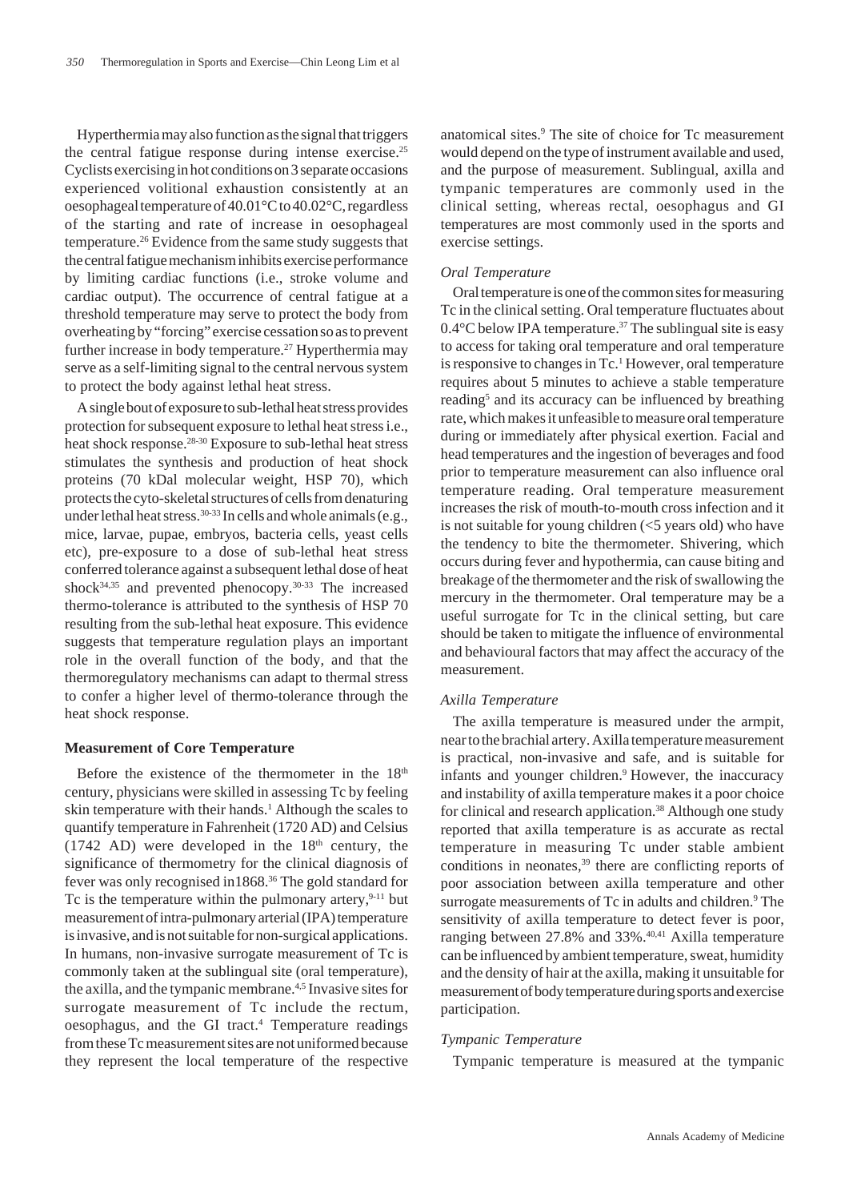Hyperthermia may also function as the signal that triggers the central fatigue response during intense exercise.[25] Cyclists exercising in hot conditions on 3 separate occasions experienced volitional exhaustion consistently at an oesophageal temperature of 40.01°C to 40.02°C, regardless of the starting and rate of increase in oesophageal temperature.[26] Evidence from the same study suggests that the central fatigue mechanism inhibits exercise performance by limiting cardiac functions (i.e., stroke volume and cardiac output). The occurrence of central fatigue at a threshold temperature may serve to protect the body from overheating by "forcing" exercise cessation so as to prevent further increase in body temperature.[27] Hyperthermia may serve as a self-limiting signal to the central nervous system to protect the body against lethal heat stress.

A single bout of exposure to sub-lethal heat stress provides protection for subsequent exposure to lethal heat stress i.e., heat shock response.[28-30] Exposure to sub-lethal heat stress stimulates the synthesis and production of heat shock proteins (70 kDal molecular weight, HSP 70), which protects the cyto-skeletal structures of cells from denaturing under lethal heat stress.[30-33] In cells and whole animals (e.g., mice, larvae, pupae, embryos, bacteria cells, yeast cells etc), pre-exposure to a dose of sub-lethal heat stress conferred tolerance against a subsequent lethal dose of heat shock[34,35] and prevented phenocopy.[30-33] The increased thermo-tolerance is attributed to the synthesis of HSP 70 resulting from the sub-lethal heat exposure. This evidence suggests that temperature regulation plays an important role in the overall function of the body, and that the thermoregulatory mechanisms can adapt to thermal stress to confer a higher level of thermo-tolerance through the heat shock response.

**Measurement of Core Temperature**

Before the existence of the thermometer in the 18th century, physicians were skilled in assessing Tc by feeling skin temperature with their hands.[1] Although the scales to quantify temperature in Fahrenheit (1720 AD) and Celsius (1742 AD) were developed in the 18th century, the significance of thermometry for the clinical diagnosis of fever was only recognised in1868.[36] The gold standard for Tc is the temperature within the pulmonary artery,[9-11] but measurement of intra-pulmonary arterial (IPA) temperature is invasive, and is not suitable for non-surgical applications. In humans, non-invasive surrogate measurement of Tc is commonly taken at the sublingual site (oral temperature), the axilla, and the tympanic membrane.[4,5] Invasive sites for surrogate measurement of Tc include the rectum, oesophagus, and the GI tract.[4] Temperature readings from these Tc measurement sites are not uniformed because they represent the local temperature of the respective anatomical sites.[9] The site of choice for Tc measurement would depend on the type of instrument available and used, and the purpose of measurement. Sublingual, axilla and tympanic temperatures are commonly used in the clinical setting, whereas rectal, oesophagus and GI temperatures are most commonly used in the sports and exercise settings.

*Oral Temperature*

Oral temperature is one of the common sites for measuring Tc in the clinical setting. Oral temperature fluctuates about 0.4°C below IPA temperature.[37] The sublingual site is easy to access for taking oral temperature and oral temperature is responsive to changes in Tc.[1] However, oral temperature requires about 5 minutes to achieve a stable temperature reading[5] and its accuracy can be influenced by breathing rate, which makes it unfeasible to measure oral temperature during or immediately after physical exertion. Facial and head temperatures and the ingestion of beverages and food prior to temperature measurement can also influence oral temperature reading. Oral temperature measurement increases the risk of mouth-to-mouth cross infection and it is not suitable for young children (<5 years old) who have the tendency to bite the thermometer. Shivering, which occurs during fever and hypothermia, can cause biting and breakage of the thermometer and the risk of swallowing the mercury in the thermometer. Oral temperature may be a useful surrogate for Tc in the clinical setting, but care should be taken to mitigate the influence of environmental and behavioural factors that may affect the accuracy of the measurement.

*Axilla Temperature*

The axilla temperature is measured under the armpit, near to the brachial artery. Axilla temperature measurement is practical, non-invasive and safe, and is suitable for infants and younger children.[9] However, the inaccuracy and instability of axilla temperature makes it a poor choice for clinical and research application.[38] Although one study reported that axilla temperature is as accurate as rectal temperature in measuring Tc under stable ambient conditions in neonates,[39] there are conflicting reports of poor association between axilla temperature and other surrogate measurements of Tc in adults and children.[9] The sensitivity of axilla temperature to detect fever is poor, ranging between 27.8% and 33%.[40,41] Axilla temperature can be influenced by ambient temperature, sweat, humidity and the density of hair at the axilla, making it unsuitable for measurement of body temperature during sports and exercise participation.

*Tympanic Temperature*

Tympanic temperature is measured at the tympanic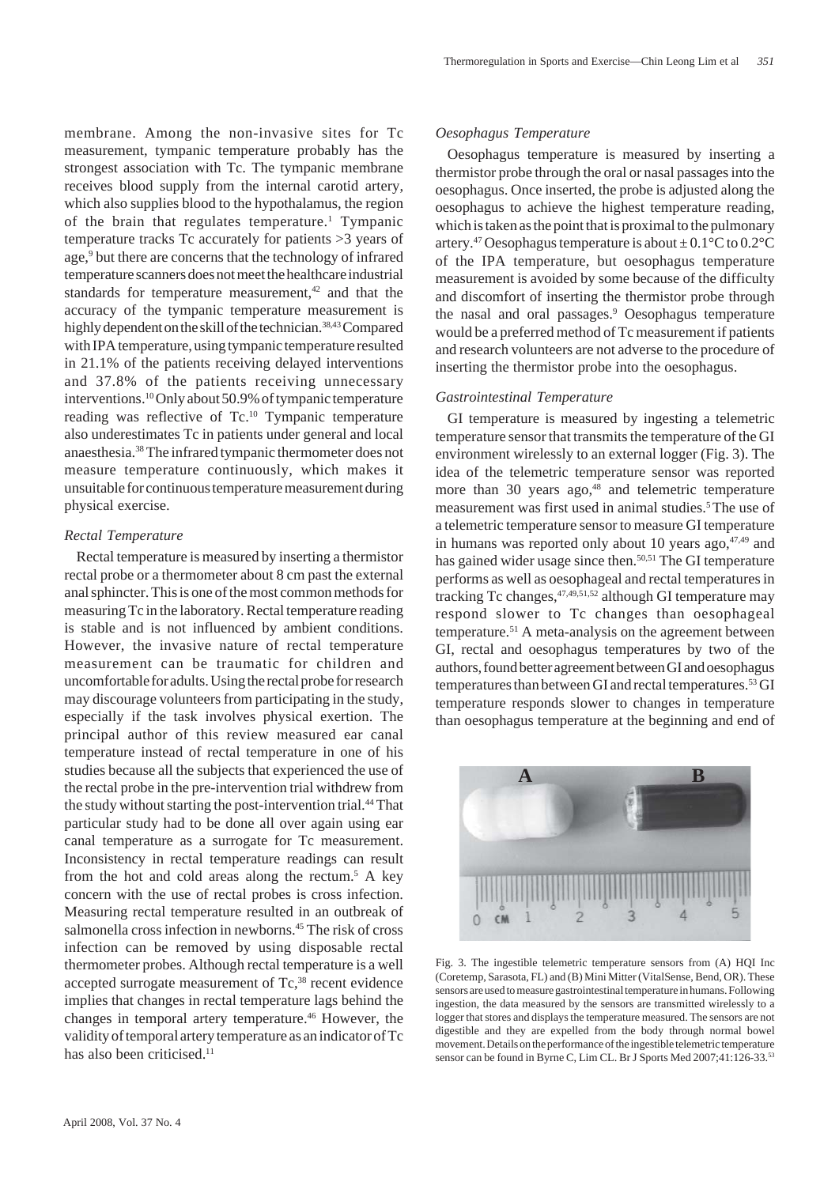membrane. Among the non-invasive sites for Tc measurement, tympanic temperature probably has the strongest association with Tc. The tympanic membrane receives blood supply from the internal carotid artery, which also supplies blood to the hypothalamus, the region of the brain that regulates temperature.[1] Tympanic temperature tracks Tc accurately for patients >3 years of age,[9] but there are concerns that the technology of infrared temperature scanners does not meet the healthcare industrial standards for temperature measurement,[42] and that the accuracy of the tympanic temperature measurement is highly dependent on the skill of the technician.[38,43] Compared with IPA temperature, using tympanic temperature resulted in 21.1% of the patients receiving delayed interventions and 37.8% of the patients receiving unnecessary interventions.[10] Only about 50.9% of tympanic temperature reading was reflective of Tc.[10] Tympanic temperature also underestimates Tc in patients under general and local anaesthesia.[38] The infrared tympanic thermometer does not measure temperature continuously, which makes it unsuitable for continuous temperature measurement during physical exercise.

### *Rectal Temperature*

Rectal temperature is measured by inserting a thermistor rectal probe or a thermometer about 8 cm past the external anal sphincter. This is one of the most common methods for measuring Tc in the laboratory. Rectal temperature reading is stable and is not influenced by ambient conditions. However, the invasive nature of rectal temperature measurement can be traumatic for children and uncomfortable for adults. Using the rectal probe for research may discourage volunteers from participating in the study, especially if the task involves physical exertion. The principal author of this review measured ear canal temperature instead of rectal temperature in one of his studies because all the subjects that experienced the use of the rectal probe in the pre-intervention trial withdrew from the study without starting the post-intervention trial.[44] That particular study had to be done all over again using ear canal temperature as a surrogate for Tc measurement. Inconsistency in rectal temperature readings can result from the hot and cold areas along the rectum.[5] A key concern with the use of rectal probes is cross infection. Measuring rectal temperature resulted in an outbreak of salmonella cross infection in newborns.[45] The risk of cross infection can be removed by using disposable rectal thermometer probes. Although rectal temperature is a well accepted surrogate measurement of Tc,[38] recent evidence implies that changes in rectal temperature lags behind the changes in temporal artery temperature.[46] However, the validity of temporal artery temperature as an indicator of Tc has also been criticised.[11]

### *Oesophagus Temperature*

Oesophagus temperature is measured by inserting a thermistor probe through the oral or nasal passages into the oesophagus. Once inserted, the probe is adjusted along the oesophagus to achieve the highest temperature reading, which is taken as the point that is proximal to the pulmonary artery.[47] Oesophagus temperature is about ± 0.1°C to 0.2°C of the IPA temperature, but oesophagus temperature measurement is avoided by some because of the difficulty and discomfort of inserting the thermistor probe through the nasal and oral passages.[9] Oesophagus temperature would be a preferred method of Tc measurement if patients and research volunteers are not adverse to the procedure of inserting the thermistor probe into the oesophagus.

### *Gastrointestinal Temperature*

GI temperature is measured by ingesting a telemetric temperature sensor that transmits the temperature of the GI environment wirelessly to an external logger (Fig. 3). The idea of the telemetric temperature sensor was reported more than 30 years ago,[48] and telemetric temperature measurement was first used in animal studies.[5] The use of a telemetric temperature sensor to measure GI temperature in humans was reported only about 10 years ago,[47,49] and has gained wider usage since then.[50,51] The GI temperature performs as well as oesophageal and rectal temperatures in tracking Tc changes,[47,49,51,52] although GI temperature may respond slower to Tc changes than oesophageal temperature.[51] A meta-analysis on the agreement between GI, rectal and oesophagus temperatures by two of the authors, found better agreement between GI and oesophagus temperatures than between GI and rectal temperatures.[53] GI temperature responds slower to changes in temperature than oesophagus temperature at the beginning and end of

Fig. 3. The ingestible telemetric temperature sensors from (A) HQI Inc (Coretemp, Sarasota, FL) and (B) Mini Mitter (VitalSense, Bend, OR). These sensors are used to measure gastrointestinal temperature in humans. Following ingestion, the data measured by the sensors are transmitted wirelessly to a logger that stores and displays the temperature measured. The sensors are not digestible and they are expelled from the body through normal bowel movement. Details on the performance of the ingestible telemetric temperature sensor can be found in Byrne C, Lim CL. Br J Sports Med 2007;41:126-33.[53]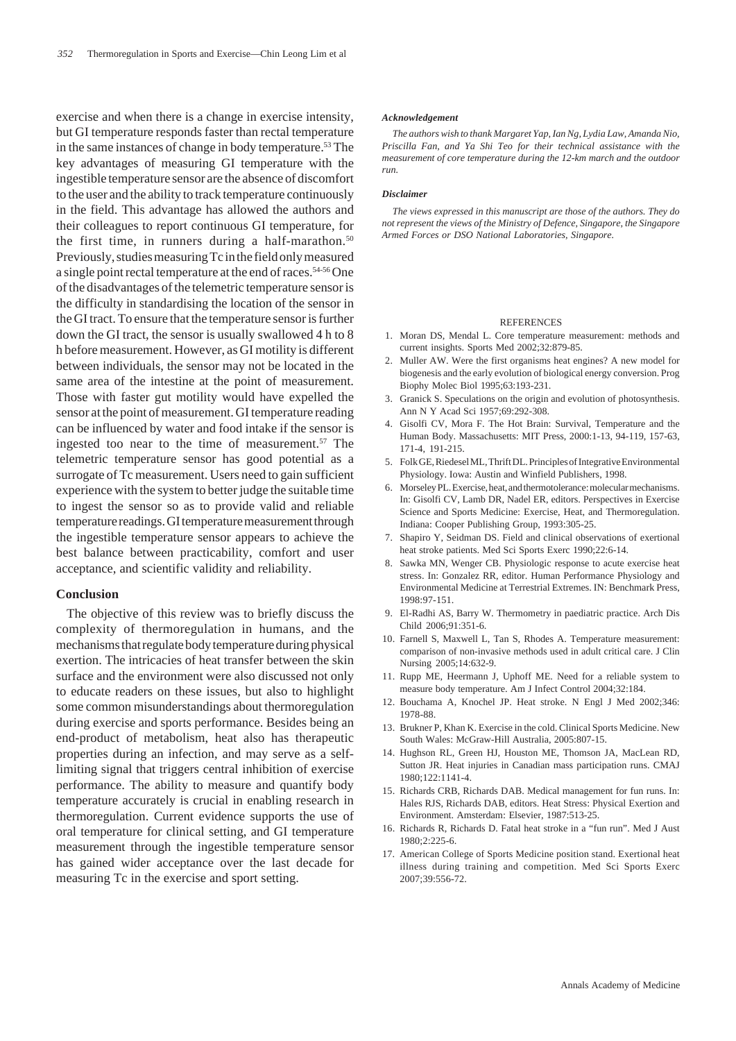exercise and when there is a change in exercise intensity, but GI temperature responds faster than rectal temperature in the same instances of change in body temperature.[53] The key advantages of measuring GI temperature with the ingestible temperature sensor are the absence of discomfort to the user and the ability to track temperature continuously in the field. This advantage has allowed the authors and their colleagues to report continuous GI temperature, for the first time, in runners during a half-marathon.[50] Previously, studies measuring Tc in the field only measured a single point rectal temperature at the end of races.[54-56] One of the disadvantages of the telemetric temperature sensor is the difficulty in standardising the location of the sensor in the GI tract. To ensure that the temperature sensor is further down the GI tract, the sensor is usually swallowed 4 h to 8 h before measurement. However, as GI motility is different between individuals, the sensor may not be located in the same area of the intestine at the point of measurement. Those with faster gut motility would have expelled the sensor at the point of measurement. GI temperature reading can be influenced by water and food intake if the sensor is ingested too near to the time of measurement.[57] The telemetric temperature sensor has good potential as a surrogate of Tc measurement. Users need to gain sufficient experience with the system to better judge the suitable time to ingest the sensor so as to provide valid and reliable temperature readings. GI temperature measurement through the ingestible temperature sensor appears to achieve the best balance between practicability, comfort and user acceptance, and scientific validity and reliability.

## Conclusion

The objective of this review was to briefly discuss the complexity of thermoregulation in humans, and the mechanisms that regulate body temperature during physical exertion. The intricacies of heat transfer between the skin surface and the environment were also discussed not only to educate readers on these issues, but also to highlight some common misunderstandings about thermoregulation during exercise and sports performance. Besides being an end-product of metabolism, heat also has therapeutic properties during an infection, and may serve as a self-limiting signal that triggers central inhibition of exercise performance. The ability to measure and quantify body temperature accurately is crucial in enabling research in thermoregulation. Current evidence supports the use of oral temperature for clinical setting, and GI temperature measurement through the ingestible temperature sensor has gained wider acceptance over the last decade for measuring Tc in the exercise and sport setting.

### *Acknowledgement*

*The authors wish to thank Margaret Yap, Ian Ng, Lydia Law, Amanda Nio, Priscilla Fan, and Ya Shi Teo for their technical assistance with the measurement of core temperature during the 12-km march and the outdoor run.*

### *Disclaimer*

*The views expressed in this manuscript are those of the authors. They do not represent the views of the Ministry of Defence, Singapore, the Singapore Armed Forces or DSO National Laboratories, Singapore.*

## REFERENCES

1. Moran DS, Mendal L. Core temperature measurement: methods and current insights. Sports Med 2002;32:879-85.
2. Muller AW. Were the first organisms heat engines? A new model for biogenesis and the early evolution of biological energy conversion. Prog Biophy Molec Biol 1995;63:193-231.
3. Granick S. Speculations on the origin and evolution of photosynthesis. Ann N Y Acad Sci 1957;69:292-308.
4. Gisolfi CV, Mora F. The Hot Brain: Survival, Temperature and the Human Body. Massachusetts: MIT Press, 2000:1-13, 94-119, 157-63, 171-4, 191-215.
5. Folk GE, Riedesel ML, Thrift DL. Principles of Integrative Environmental Physiology. Iowa: Austin and Winfield Publishers, 1998.
6. Morseley PL. Exercise, heat, and thermotolerance: molecular mechanisms. In: Gisolfi CV, Lamb DR, Nadel ER, editors. Perspectives in Exercise Science and Sports Medicine: Exercise, Heat, and Thermoregulation. Indiana: Cooper Publishing Group, 1993:305-25.
7. Shapiro Y, Seidman DS. Field and clinical observations of exertional heat stroke patients. Med Sci Sports Exerc 1990;22:6-14.
8. Sawka MN, Wenger CB. Physiologic response to acute exercise heat stress. In: Gonzalez RR, editor. Human Performance Physiology and Environmental Medicine at Terrestrial Extremes. IN: Benchmark Press, 1998:97-151.
9. El-Radhi AS, Barry W. Thermometry in paediatric practice. Arch Dis Child 2006;91:351-6.
10. Farnell S, Maxwell L, Tan S, Rhodes A. Temperature measurement: comparison of non-invasive methods used in adult critical care. J Clin Nursing 2005;14:632-9.
11. Rupp ME, Heermann J, Uphoff ME. Need for a reliable system to measure body temperature. Am J Infect Control 2004;32:184.
12. Bouchama A, Knochel JP. Heat stroke. N Engl J Med 2002;346: 1978-88.
13. Brukner P, Khan K. Exercise in the cold. Clinical Sports Medicine. New South Wales: McGraw-Hill Australia, 2005:807-15.
14. Hughson RL, Green HJ, Houston ME, Thomson JA, MacLean RD, Sutton JR. Heat injuries in Canadian mass participation runs. CMAJ 1980;122:1141-4.
15. Richards CRB, Richards DAB. Medical management for fun runs. In: Hales RJS, Richards DAB, editors. Heat Stress: Physical Exertion and Environment. Amsterdam: Elsevier, 1987:513-25.
16. Richards R, Richards D. Fatal heat stroke in a "fun run". Med J Aust 1980;2:225-6.
17. American College of Sports Medicine position stand. Exertional heat illness during training and competition. Med Sci Sports Exerc 2007;39:556-72.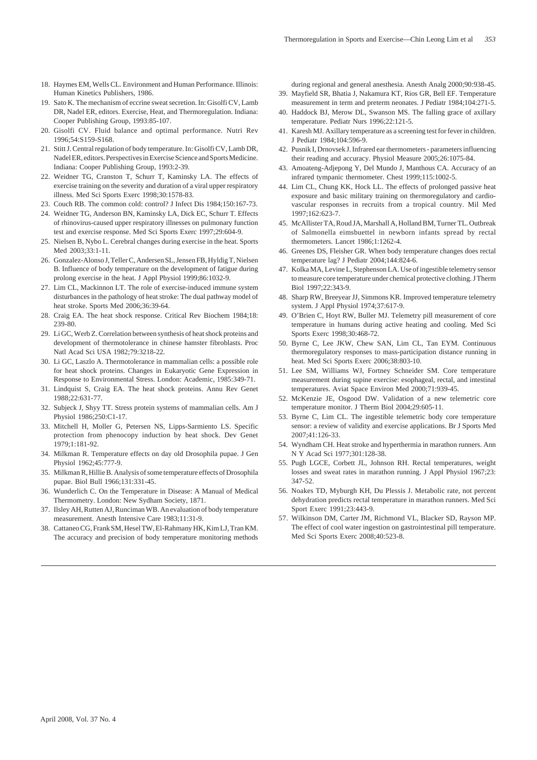18. Haymes EM, Wells CL. Environment and Human Performance. Illinois: Human Kinetics Publishers, 1986.
19. Sato K. The mechanism of eccrine sweat secretion. In: Gisolfi CV, Lamb DR, Nadel ER, editors. Exercise, Heat, and Thermoregulation. Indiana: Cooper Publishing Group, 1993:85-107.
20. Gisolfi CV. Fluid balance and optimal performance. Nutri Rev 1996;54:S159-S168.
21. Stitt J. Central regulation of body temperature. In: Gisolfi CV, Lamb DR, Nadel ER, editors. Perspectives in Exercise Science and Sports Medicine. Indiana: Cooper Publishing Group, 1993:2-39.
22. Weidner TG, Cranston T, Schurr T, Kaminsky LA. The effects of exercise training on the severity and duration of a viral upper respiratory illness. Med Sci Sports Exerc 1998;30:1578-83.
23. Couch RB. The common cold: control? J Infect Dis 1984;150:167-73.
24. Weidner TG, Anderson BN, Kaminsky LA, Dick EC, Schurr T. Effects of rhinovirus-caused upper respiratory illnesses on pulmonary function test and exercise response. Med Sci Sports Exerc 1997;29:604-9.
25. Nielsen B, Nybo L. Cerebral changes during exercise in the heat. Sports Med 2003;33:1-11.
26. Gonzalez-Alonso J, Teller C, Andersen SL, Jensen FB, Hyldig T, Nielsen B. Influence of body temperature on the development of fatigue during prolong exercise in the heat. J Appl Physiol 1999;86:1032-9.
27. Lim CL, Mackinnon LT. The role of exercise-induced immune system disturbances in the pathology of heat stroke: The dual pathway model of heat stroke. Sports Med 2006;36:39-64.
28. Craig EA. The heat shock response. Critical Rev Biochem 1984;18: 239-80.
29. Li GC, Werb Z. Correlation between synthesis of heat shock proteins and development of thermotolerance in chinese hamster fibroblasts. Proc Natl Acad Sci USA 1982;79:3218-22.
30. Li GC, Laszlo A. Thermotolerance in mammalian cells: a possible role for heat shock proteins. Changes in Eukaryotic Gene Expression in Response to Environmental Stress. London: Academic, 1985:349-71.
31. Lindquist S, Craig EA. The heat shock proteins. Annu Rev Genet 1988;22:631-77.
32. Subjeck J, Shyy TT. Stress protein systems of mammalian cells. Am J Physiol 1986;250:C1-17.
33. Mitchell H, Moller G, Petersen NS, Lipps-Sarmiento LS. Specific protection from phenocopy induction by heat shock. Dev Genet 1979;1:181-92.
34. Milkman R. Temperature effects on day old Drosophila pupae. J Gen Physiol 1962;45:777-9.
35. Milkman R, Hillie B. Analysis of some temperature effects of Drosophila pupae. Biol Bull 1966;131:331-45.
36. Wunderlich C. On the Temperature in Disease: A Manual of Medical Thermometry. London: New Sydham Society, 1871.
37. Ilsley AH, Rutten AJ, Runciman WB. An evaluation of body temperature measurement. Anesth Intensive Care 1983;11:31-9.
38. Cattaneo CG, Frank SM, Hesel TW, El-Rahmany HK, Kim LJ, Tran KM. The accuracy and precision of body temperature monitoring methods during regional and general anesthesia. Anesth Analg 2000;90:938-45.
39. Mayfield SR, Bhatia J, Nakamura KT, Rios GR, Bell EF. Temperature measurement in term and preterm neonates. J Pediatr 1984;104:271-5.
40. Haddock BJ, Merow DL, Swanson MS. The falling grace of axillary temperature. Pediatr Nurs 1996;22:121-5.
41. Karesh MJ. Axillary temperature as a screening test for fever in children. J Pediatr 1984;104:596-9.
42. Pusnik I, Drnovsek J. Infrared ear thermometers - parameters influencing their reading and accuracy. Physiol Measure 2005;26:1075-84.
43. Amoateng-Adjepong Y, Del Mundo J, Manthous CA. Accuracy of an infrared tympanic thermometer. Chest 1999;115:1002-5.
44. Lim CL, Chung KK, Hock LL. The effects of prolonged passive heat exposure and basic military training on thermoregulatory and cardio-vascular responses in recruits from a tropical country. Mil Med 1997;162:623-7.
45. McAllister TA, Roud JA, Marshall A, Holland BM, Turner TL. Outbreak of Salmonella eimsbuettel in newborn infants spread by rectal thermometers. Lancet 1986;1:1262-4.
46. Greenes DS, Fleisher GR. When body temperature changes does rectal temperature lag? J Pediatr 2004;144:824-6.
47. Kolka MA, Levine L, Stephenson LA. Use of ingestible telemetry sensor to measure core temperature under chemical protective clothing. J Therm Biol 1997;22:343-9.
48. Sharp RW, Breeyear JJ, Simmons KR. Improved temperature telemetry system. J Appl Physiol 1974;37:617-9.
49. O'Brien C, Hoyt RW, Buller MJ. Telemetry pill measurement of core temperature in humans during active heating and cooling. Med Sci Sports Exerc 1998;30:468-72.
50. Byrne C, Lee JKW, Chew SAN, Lim CL, Tan EYM. Continuous thermoregulatory responses to mass-participation distance running in heat. Med Sci Sports Exerc 2006;38:803-10.
51. Lee SM, Williams WJ, Fortney Schneider SM. Core temperature measurement during supine exercise: esophageal, rectal, and intestinal temperatures. Aviat Space Environ Med 2000;71:939-45.
52. McKenzie JE, Osgood DW. Validation of a new telemetric core temperature monitor. J Therm Biol 2004;29:605-11.
53. Byrne C, Lim CL. The ingestible telemetric body core temperature sensor: a review of validity and exercise applications. Br J Sports Med 2007;41:126-33.
54. Wyndham CH. Heat stroke and hyperthermia in marathon runners. Ann N Y Acad Sci 1977;301:128-38.
55. Pugh LGCE, Corbett JL, Johnson RH. Rectal temperatures, weight losses and sweat rates in marathon running. J Appl Physiol 1967;23: 347-52.
56. Noakes TD, Myburgh KH, Du Plessis J. Metabolic rate, not percent dehydration predicts rectal temperature in marathon runners. Med Sci Sport Exerc 1991;23:443-9.
57. Wilkinson DM, Carter JM, Richmond VL, Blacker SD, Rayson MP. The effect of cool water ingestion on gastrointestinal pill temperature. Med Sci Sports Exerc 2008;40:523-8.